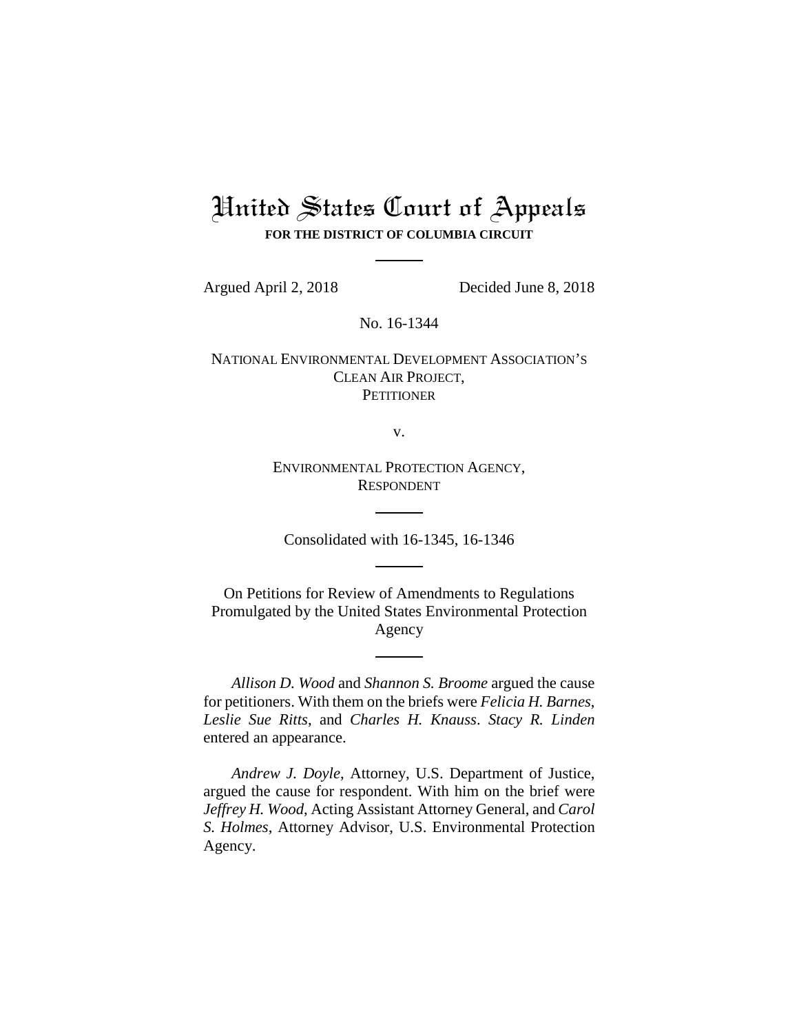# United States Court of Appeals

**FOR THE DISTRICT OF COLUMBIA CIRCUIT**

Argued April 2, 2018 Decided June 8, 2018

No. 16-1344

NATIONAL ENVIRONMENTAL DEVELOPMENT ASSOCIATION'S CLEAN AIR PROJECT,
PETITIONER

v.

ENVIRONMENTAL PROTECTION AGENCY,
RESPONDENT

Consolidated with 16-1345, 16-1346

On Petitions for Review of Amendments to Regulations Promulgated by the United States Environmental Protection Agency

*Allison D. Wood* and *Shannon S. Broome* argued the cause for petitioners. With them on the briefs were *Felicia H. Barnes*, *Leslie Sue Ritts*, and *Charles H. Knauss*. *Stacy R. Linden* entered an appearance.

*Andrew J. Doyle*, Attorney, U.S. Department of Justice, argued the cause for respondent. With him on the brief were *Jeffrey H. Wood*, Acting Assistant Attorney General, and *Carol S. Holmes*, Attorney Advisor, U.S. Environmental Protection Agency.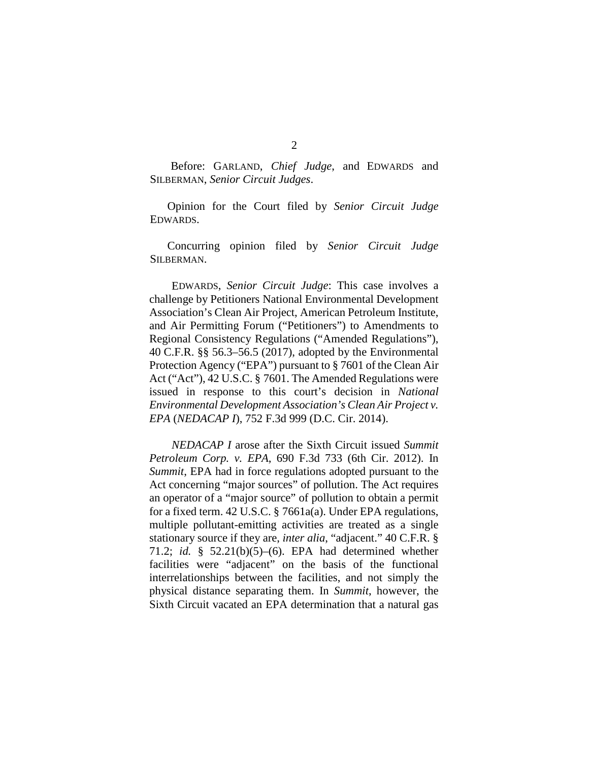Before: GARLAND, *Chief Judge*, and EDWARDS and SILBERMAN, *Senior Circuit Judges*.

Opinion for the Court filed by *Senior Circuit Judge* EDWARDS.

Concurring opinion filed by *Senior Circuit Judge* SILBERMAN.

EDWARDS, *Senior Circuit Judge*: This case involves a challenge by Petitioners National Environmental Development Association's Clean Air Project, American Petroleum Institute, and Air Permitting Forum ("Petitioners") to Amendments to Regional Consistency Regulations ("Amended Regulations"), 40 C.F.R. §§ 56.3–56.5 (2017), adopted by the Environmental Protection Agency ("EPA") pursuant to § 7601 of the Clean Air Act ("Act"), 42 U.S.C. § 7601. The Amended Regulations were issued in response to this court's decision in *National Environmental Development Association's Clean Air Project v. EPA* (*NEDACAP I*), 752 F.3d 999 (D.C. Cir. 2014).

*NEDACAP I* arose after the Sixth Circuit issued *Summit Petroleum Corp. v. EPA*, 690 F.3d 733 (6th Cir. 2012). In *Summit*, EPA had in force regulations adopted pursuant to the Act concerning "major sources" of pollution. The Act requires an operator of a "major source" of pollution to obtain a permit for a fixed term. 42 U.S.C. § 7661a(a). Under EPA regulations, multiple pollutant-emitting activities are treated as a single stationary source if they are, *inter alia*, "adjacent." 40 C.F.R. § 71.2; *id.* § 52.21(b)(5)–(6). EPA had determined whether facilities were "adjacent" on the basis of the functional interrelationships between the facilities, and not simply the physical distance separating them. In *Summit*, however, the Sixth Circuit vacated an EPA determination that a natural gas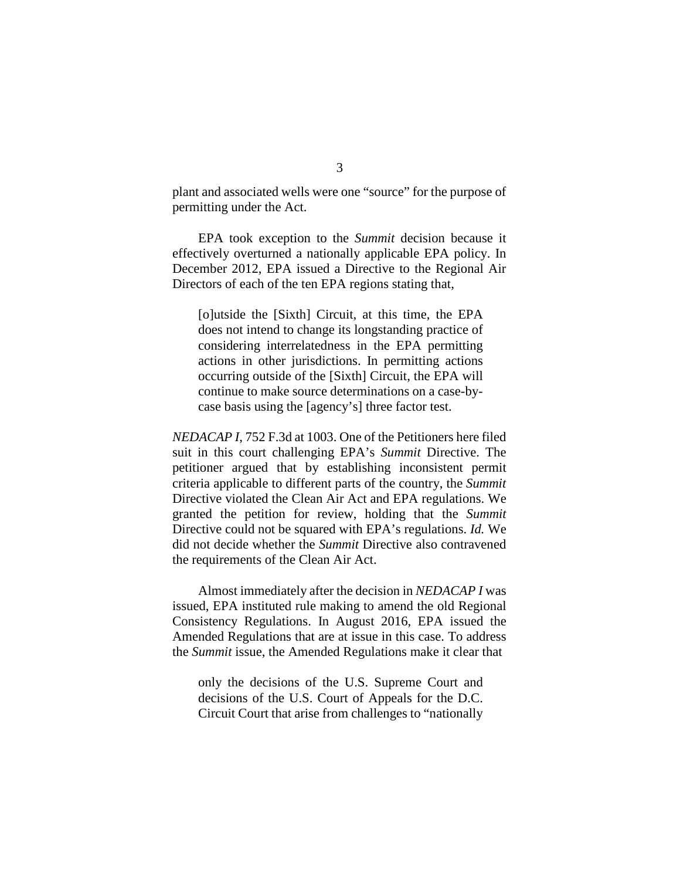plant and associated wells were one "source" for the purpose of permitting under the Act.

EPA took exception to the *Summit* decision because it effectively overturned a nationally applicable EPA policy. In December 2012, EPA issued a Directive to the Regional Air Directors of each of the ten EPA regions stating that,

> [o]utside the [Sixth] Circuit, at this time, the EPA does not intend to change its longstanding practice of considering interrelatedness in the EPA permitting actions in other jurisdictions. In permitting actions occurring outside of the [Sixth] Circuit, the EPA will continue to make source determinations on a case-by-case basis using the [agency's] three factor test.

*NEDACAP I*, 752 F.3d at 1003. One of the Petitioners here filed suit in this court challenging EPA's *Summit* Directive. The petitioner argued that by establishing inconsistent permit criteria applicable to different parts of the country, the *Summit* Directive violated the Clean Air Act and EPA regulations. We granted the petition for review, holding that the *Summit* Directive could not be squared with EPA's regulations. *Id.* We did not decide whether the *Summit* Directive also contravened the requirements of the Clean Air Act.

Almost immediately after the decision in *NEDACAP I* was issued, EPA instituted rule making to amend the old Regional Consistency Regulations. In August 2016, EPA issued the Amended Regulations that are at issue in this case. To address the *Summit* issue, the Amended Regulations make it clear that

> only the decisions of the U.S. Supreme Court and decisions of the U.S. Court of Appeals for the D.C. Circuit Court that arise from challenges to "nationally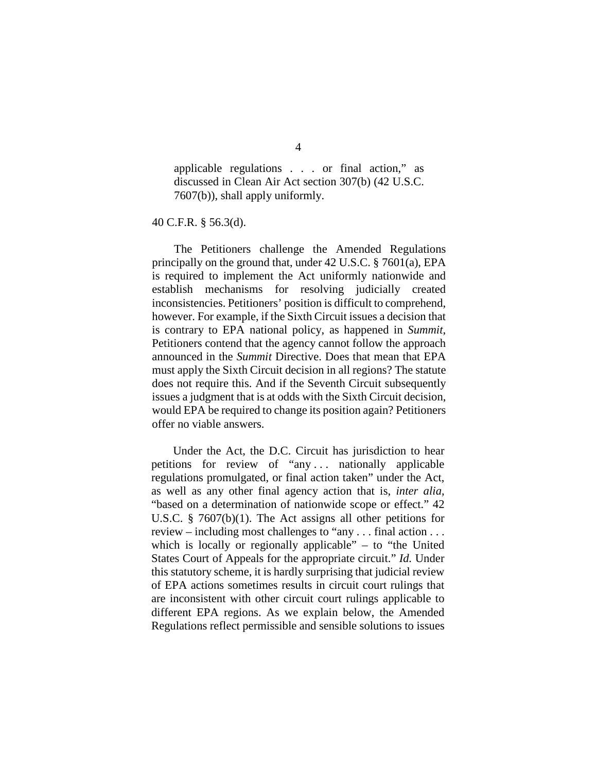> applicable regulations . . . or final action," as discussed in Clean Air Act section 307(b) (42 U.S.C. 7607(b)), shall apply uniformly.

40 C.F.R. § 56.3(d).

The Petitioners challenge the Amended Regulations principally on the ground that, under 42 U.S.C. § 7601(a), EPA is required to implement the Act uniformly nationwide and establish mechanisms for resolving judicially created inconsistencies. Petitioners' position is difficult to comprehend, however. For example, if the Sixth Circuit issues a decision that is contrary to EPA national policy, as happened in *Summit*, Petitioners contend that the agency cannot follow the approach announced in the *Summit* Directive. Does that mean that EPA must apply the Sixth Circuit decision in all regions? The statute does not require this. And if the Seventh Circuit subsequently issues a judgment that is at odds with the Sixth Circuit decision, would EPA be required to change its position again? Petitioners offer no viable answers.

Under the Act, the D.C. Circuit has jurisdiction to hear petitions for review of "any . . . nationally applicable regulations promulgated, or final action taken" under the Act, as well as any other final agency action that is, *inter alia*, "based on a determination of nationwide scope or effect." 42 U.S.C. § 7607(b)(1). The Act assigns all other petitions for review – including most challenges to "any . . . final action . . . which is locally or regionally applicable" – to "the United States Court of Appeals for the appropriate circuit." *Id.* Under this statutory scheme, it is hardly surprising that judicial review of EPA actions sometimes results in circuit court rulings that are inconsistent with other circuit court rulings applicable to different EPA regions. As we explain below, the Amended Regulations reflect permissible and sensible solutions to issues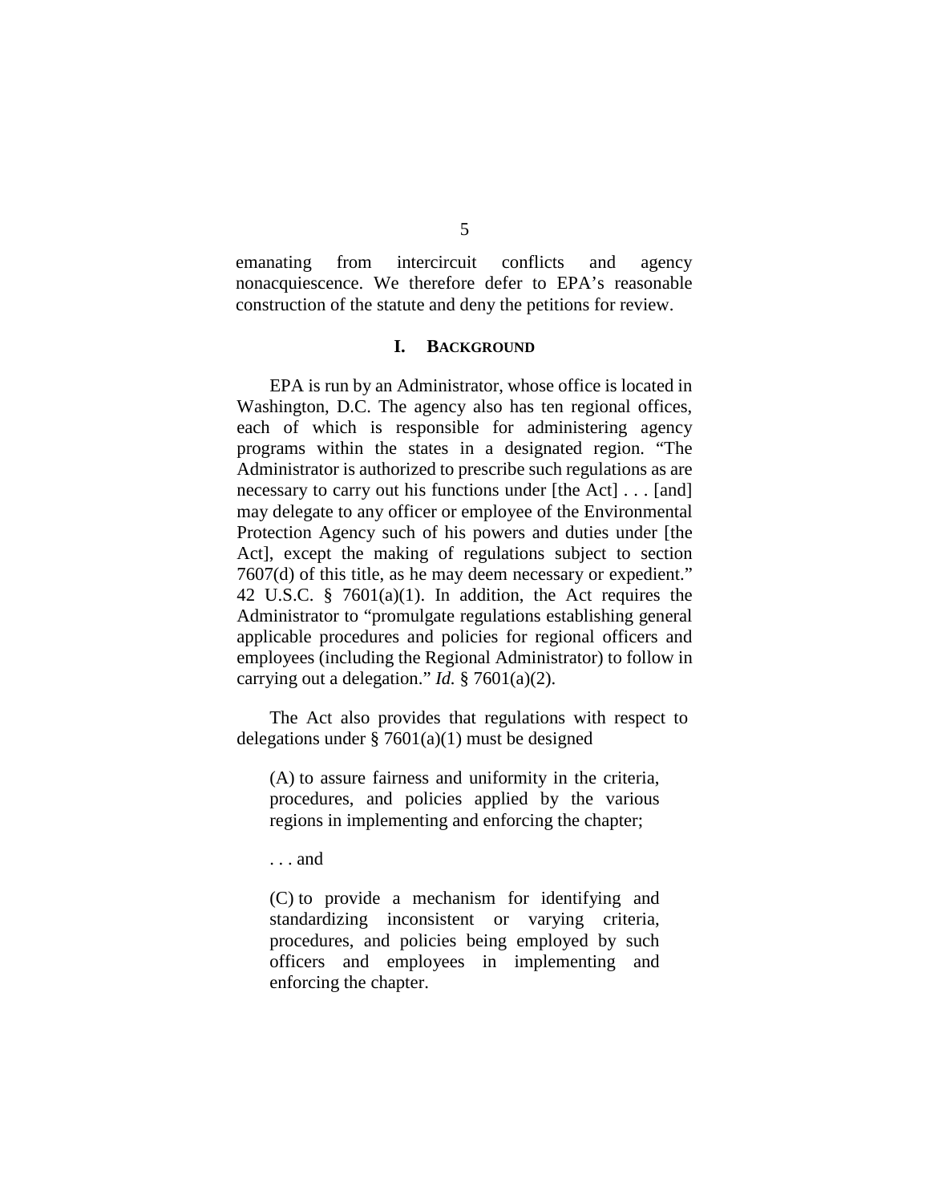emanating from intercircuit conflicts and agency nonacquiescence. We therefore defer to EPA's reasonable construction of the statute and deny the petitions for review.

## I. BACKGROUND

EPA is run by an Administrator, whose office is located in Washington, D.C. The agency also has ten regional offices, each of which is responsible for administering agency programs within the states in a designated region. "The Administrator is authorized to prescribe such regulations as are necessary to carry out his functions under [the Act] . . . [and] may delegate to any officer or employee of the Environmental Protection Agency such of his powers and duties under [the Act], except the making of regulations subject to section 7607(d) of this title, as he may deem necessary or expedient." 42 U.S.C. § 7601(a)(1). In addition, the Act requires the Administrator to "promulgate regulations establishing general applicable procedures and policies for regional officers and employees (including the Regional Administrator) to follow in carrying out a delegation." *Id.* § 7601(a)(2).

The Act also provides that regulations with respect to delegations under § 7601(a)(1) must be designed

> (A) to assure fairness and uniformity in the criteria, procedures, and policies applied by the various regions in implementing and enforcing the chapter;
>
> . . . and
>
> (C) to provide a mechanism for identifying and standardizing inconsistent or varying criteria, procedures, and policies being employed by such officers and employees in implementing and enforcing the chapter.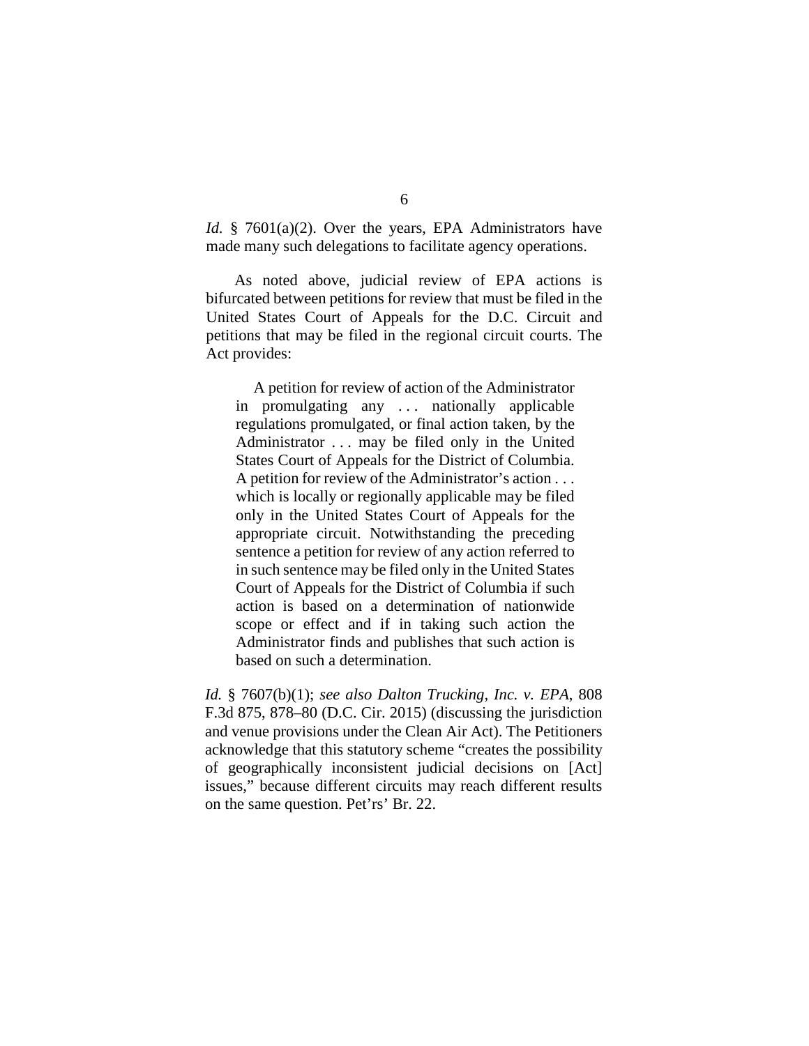*Id.* § 7601(a)(2). Over the years, EPA Administrators have made many such delegations to facilitate agency operations.

As noted above, judicial review of EPA actions is bifurcated between petitions for review that must be filed in the United States Court of Appeals for the D.C. Circuit and petitions that may be filed in the regional circuit courts. The Act provides:

> A petition for review of action of the Administrator in promulgating any . . . nationally applicable regulations promulgated, or final action taken, by the Administrator . . . may be filed only in the United States Court of Appeals for the District of Columbia. A petition for review of the Administrator's action . . . which is locally or regionally applicable may be filed only in the United States Court of Appeals for the appropriate circuit. Notwithstanding the preceding sentence a petition for review of any action referred to in such sentence may be filed only in the United States Court of Appeals for the District of Columbia if such action is based on a determination of nationwide scope or effect and if in taking such action the Administrator finds and publishes that such action is based on such a determination.

*Id.* § 7607(b)(1); *see also Dalton Trucking, Inc. v. EPA*, 808 F.3d 875, 878–80 (D.C. Cir. 2015) (discussing the jurisdiction and venue provisions under the Clean Air Act). The Petitioners acknowledge that this statutory scheme "creates the possibility of geographically inconsistent judicial decisions on [Act] issues," because different circuits may reach different results on the same question. Pet'rs' Br. 22.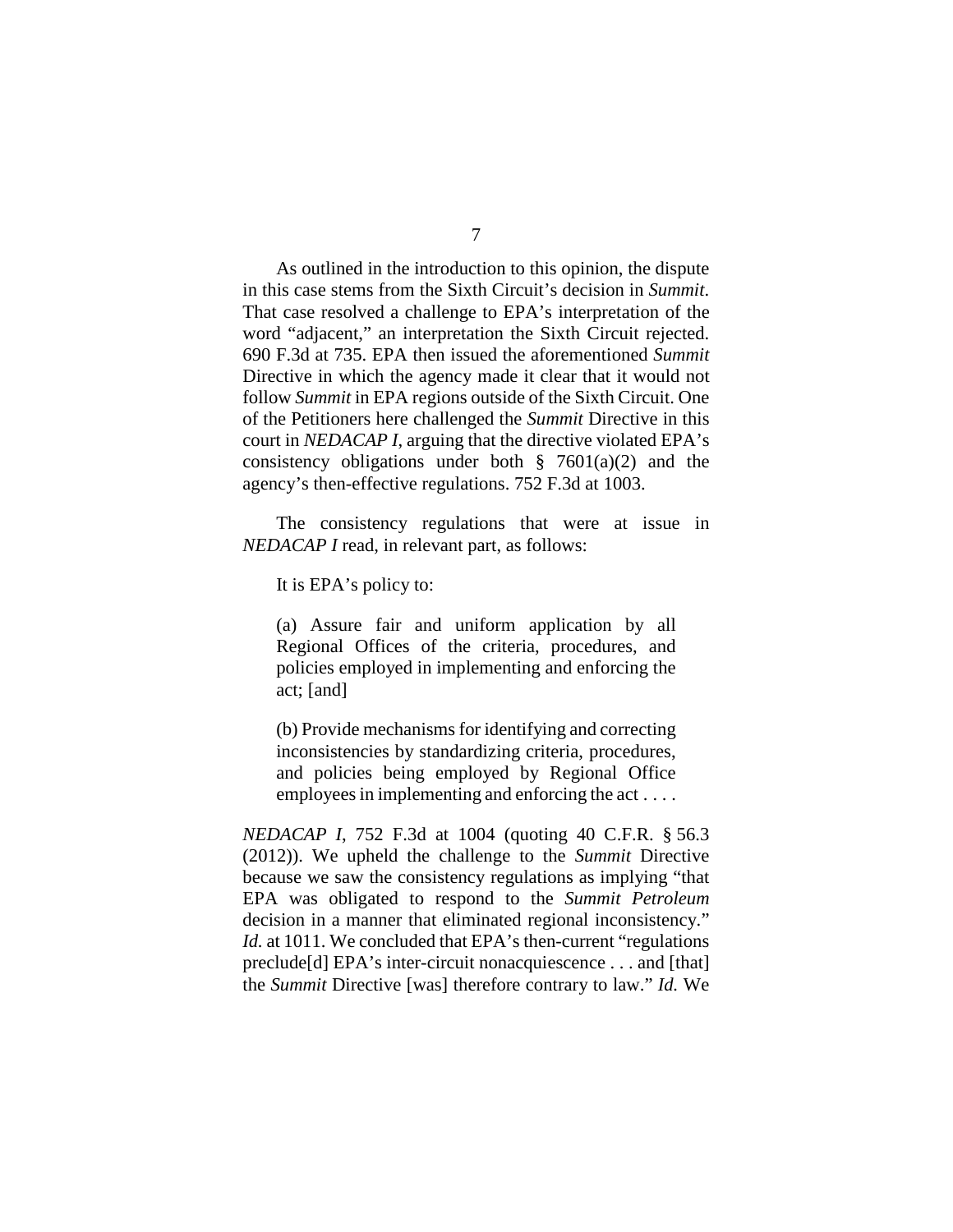As outlined in the introduction to this opinion, the dispute in this case stems from the Sixth Circuit's decision in *Summit*. That case resolved a challenge to EPA's interpretation of the word "adjacent," an interpretation the Sixth Circuit rejected. 690 F.3d at 735. EPA then issued the aforementioned *Summit* Directive in which the agency made it clear that it would not follow *Summit* in EPA regions outside of the Sixth Circuit. One of the Petitioners here challenged the *Summit* Directive in this court in *NEDACAP I*, arguing that the directive violated EPA's consistency obligations under both § 7601(a)(2) and the agency's then-effective regulations. 752 F.3d at 1003.

The consistency regulations that were at issue in *NEDACAP I* read, in relevant part, as follows:

> It is EPA's policy to:
>
> (a) Assure fair and uniform application by all Regional Offices of the criteria, procedures, and policies employed in implementing and enforcing the act; [and]
>
> (b) Provide mechanisms for identifying and correcting inconsistencies by standardizing criteria, procedures, and policies being employed by Regional Office employees in implementing and enforcing the act . . . .

*NEDACAP I*, 752 F.3d at 1004 (quoting 40 C.F.R. § 56.3 (2012)). We upheld the challenge to the *Summit* Directive because we saw the consistency regulations as implying "that EPA was obligated to respond to the *Summit Petroleum* decision in a manner that eliminated regional inconsistency." *Id.* at 1011. We concluded that EPA's then-current "regulations preclude[d] EPA's inter-circuit nonacquiescence . . . and [that] the *Summit* Directive [was] therefore contrary to law." *Id.* We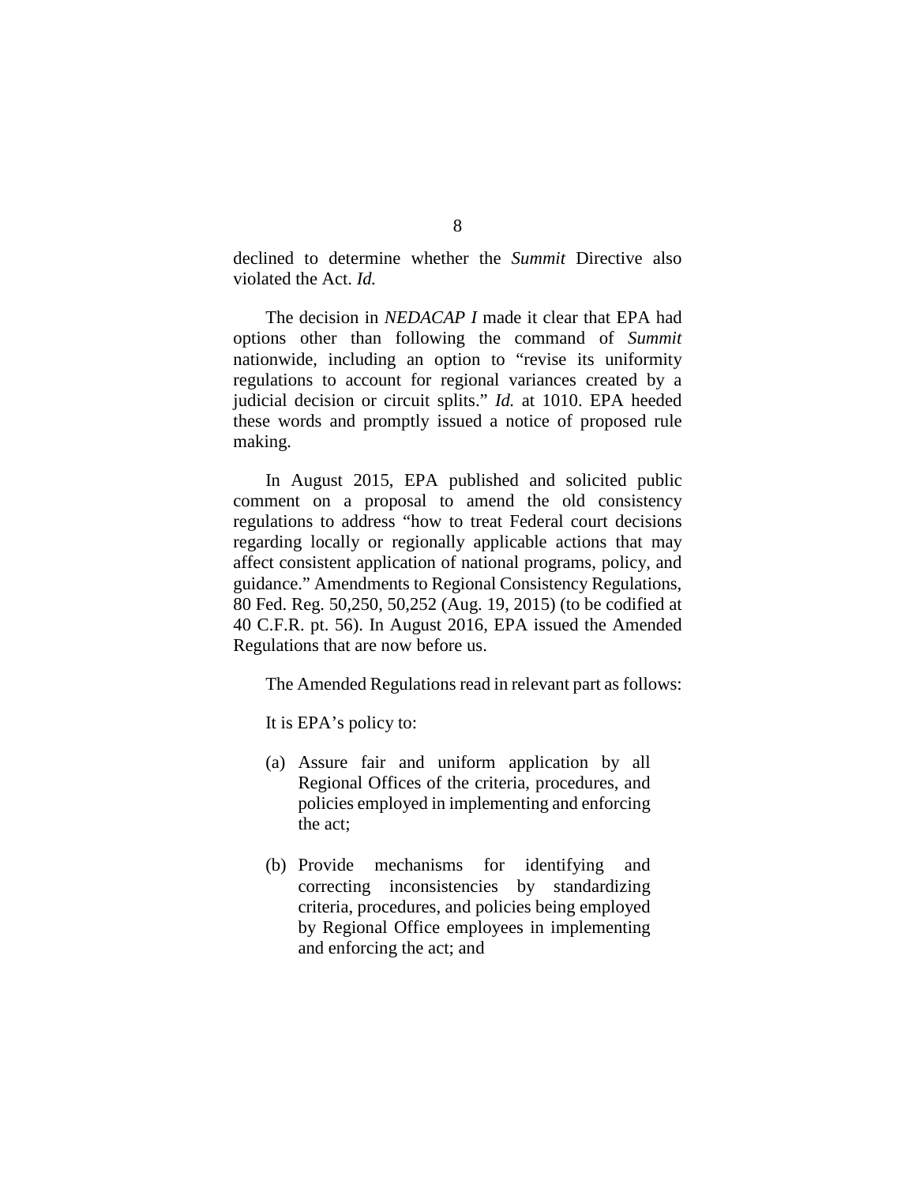declined to determine whether the *Summit* Directive also violated the Act. *Id.*

The decision in *NEDACAP I* made it clear that EPA had options other than following the command of *Summit* nationwide, including an option to "revise its uniformity regulations to account for regional variances created by a judicial decision or circuit splits." *Id.* at 1010. EPA heeded these words and promptly issued a notice of proposed rule making.

In August 2015, EPA published and solicited public comment on a proposal to amend the old consistency regulations to address "how to treat Federal court decisions regarding locally or regionally applicable actions that may affect consistent application of national programs, policy, and guidance." Amendments to Regional Consistency Regulations, 80 Fed. Reg. 50,250, 50,252 (Aug. 19, 2015) (to be codified at 40 C.F.R. pt. 56). In August 2016, EPA issued the Amended Regulations that are now before us.

The Amended Regulations read in relevant part as follows:

> It is EPA's policy to:
>
> (a) Assure fair and uniform application by all Regional Offices of the criteria, procedures, and policies employed in implementing and enforcing the act;
>
> (b) Provide mechanisms for identifying and correcting inconsistencies by standardizing criteria, procedures, and policies being employed by Regional Office employees in implementing and enforcing the act; and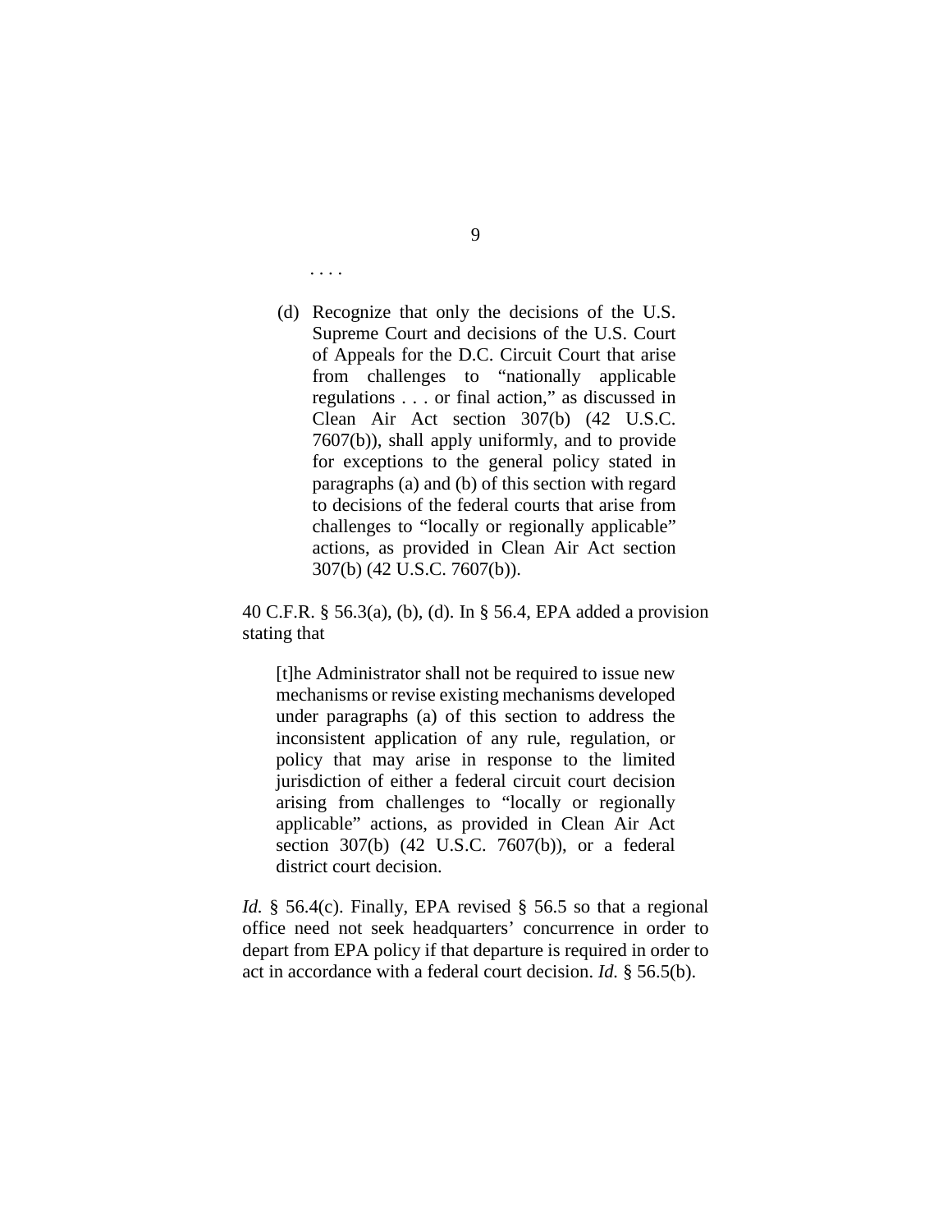> . . . .
>
> (d) Recognize that only the decisions of the U.S. Supreme Court and decisions of the U.S. Court of Appeals for the D.C. Circuit Court that arise from challenges to "nationally applicable regulations . . . or final action," as discussed in Clean Air Act section 307(b) (42 U.S.C. 7607(b)), shall apply uniformly, and to provide for exceptions to the general policy stated in paragraphs (a) and (b) of this section with regard to decisions of the federal courts that arise from challenges to "locally or regionally applicable" actions, as provided in Clean Air Act section 307(b) (42 U.S.C. 7607(b)).

40 C.F.R. § 56.3(a), (b), (d). In § 56.4, EPA added a provision stating that

> [t]he Administrator shall not be required to issue new mechanisms or revise existing mechanisms developed under paragraphs (a) of this section to address the inconsistent application of any rule, regulation, or policy that may arise in response to the limited jurisdiction of either a federal circuit court decision arising from challenges to "locally or regionally applicable" actions, as provided in Clean Air Act section 307(b) (42 U.S.C. 7607(b)), or a federal district court decision.

*Id.* § 56.4(c). Finally, EPA revised § 56.5 so that a regional office need not seek headquarters' concurrence in order to depart from EPA policy if that departure is required in order to act in accordance with a federal court decision. *Id.* § 56.5(b).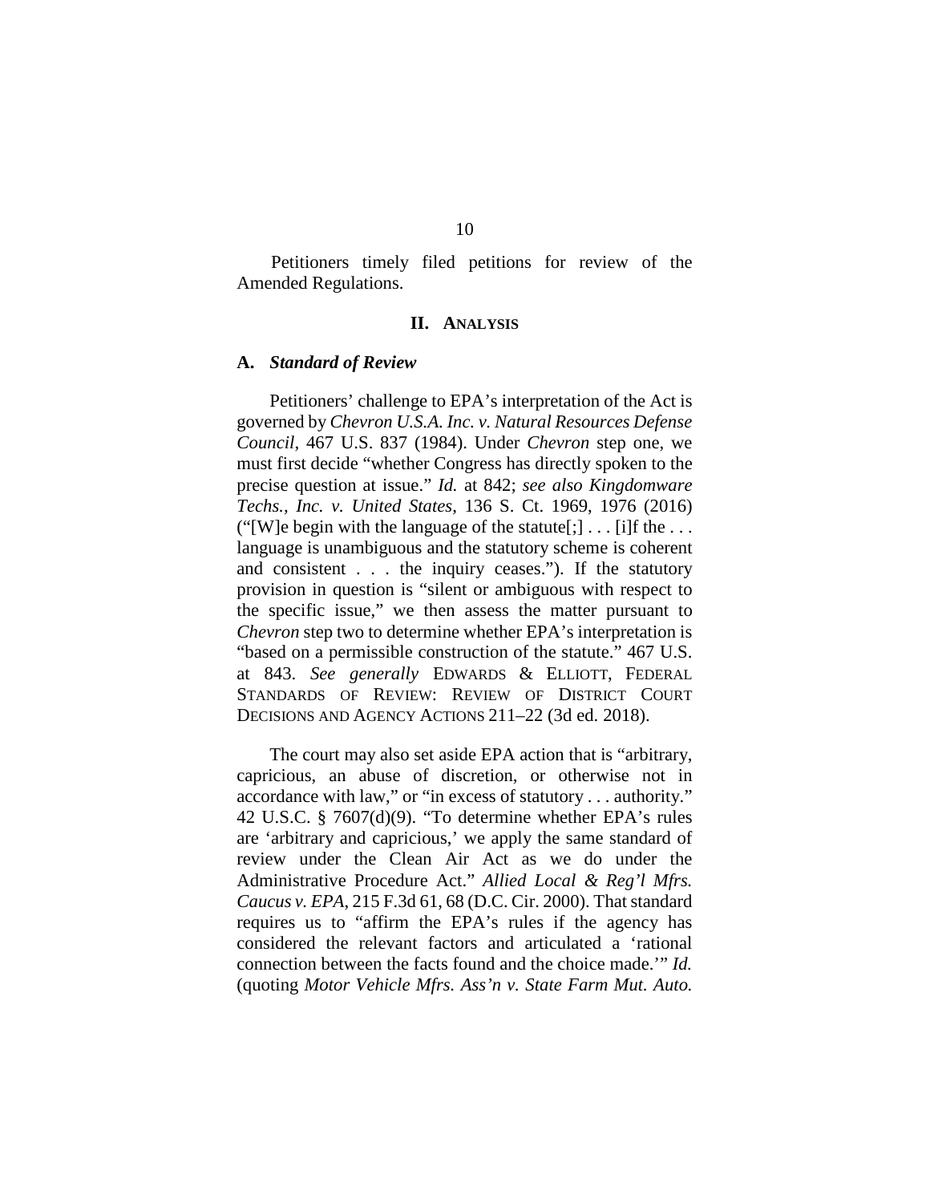Petitioners timely filed petitions for review of the Amended Regulations.

## II. ANALYSIS

### A. *Standard of Review*

Petitioners' challenge to EPA's interpretation of the Act is governed by *Chevron U.S.A. Inc. v. Natural Resources Defense Council*, 467 U.S. 837 (1984). Under *Chevron* step one, we must first decide "whether Congress has directly spoken to the precise question at issue." *Id.* at 842; *see also Kingdomware Techs., Inc. v. United States*, 136 S. Ct. 1969, 1976 (2016) ("[W]e begin with the language of the statute[;] . . . [i]f the . . . language is unambiguous and the statutory scheme is coherent and consistent . . . the inquiry ceases."). If the statutory provision in question is "silent or ambiguous with respect to the specific issue," we then assess the matter pursuant to *Chevron* step two to determine whether EPA's interpretation is "based on a permissible construction of the statute." 467 U.S. at 843. *See generally* EDWARDS & ELLIOTT, FEDERAL STANDARDS OF REVIEW: REVIEW OF DISTRICT COURT DECISIONS AND AGENCY ACTIONS 211–22 (3d ed. 2018).

The court may also set aside EPA action that is "arbitrary, capricious, an abuse of discretion, or otherwise not in accordance with law," or "in excess of statutory . . . authority." 42 U.S.C. § 7607(d)(9). "To determine whether EPA's rules are 'arbitrary and capricious,' we apply the same standard of review under the Clean Air Act as we do under the Administrative Procedure Act." *Allied Local & Reg'l Mfrs. Caucus v. EPA*, 215 F.3d 61, 68 (D.C. Cir. 2000). That standard requires us to "affirm the EPA's rules if the agency has considered the relevant factors and articulated a 'rational connection between the facts found and the choice made.'" *Id.* (quoting *Motor Vehicle Mfrs. Ass'n v. State Farm Mut. Auto.*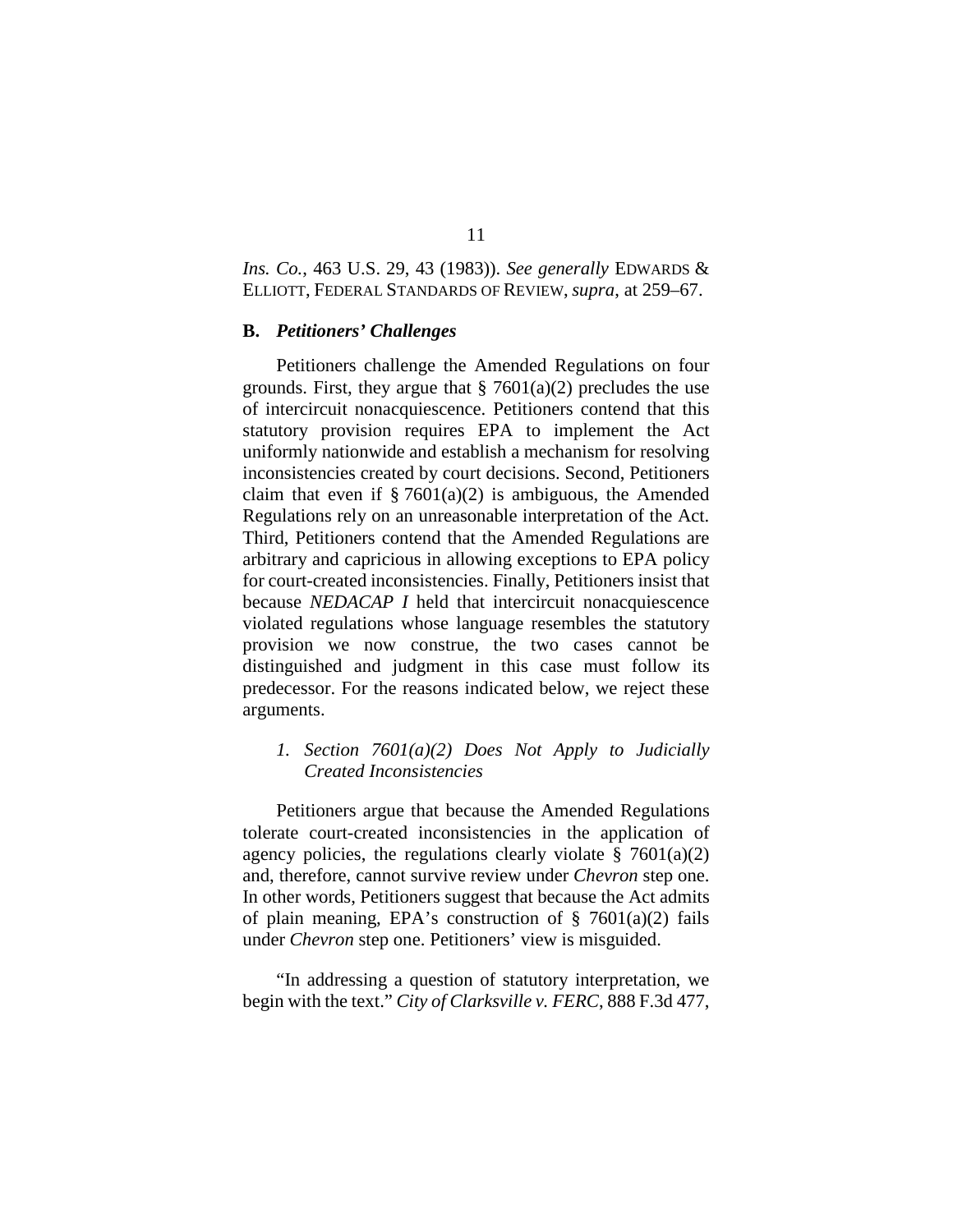*Ins. Co.*, 463 U.S. 29, 43 (1983)). *See generally* EDWARDS & ELLIOTT, FEDERAL STANDARDS OF REVIEW, *supra*, at 259–67.

### B. *Petitioners' Challenges*

Petitioners challenge the Amended Regulations on four grounds. First, they argue that § 7601(a)(2) precludes the use of intercircuit nonacquiescence. Petitioners contend that this statutory provision requires EPA to implement the Act uniformly nationwide and establish a mechanism for resolving inconsistencies created by court decisions. Second, Petitioners claim that even if § 7601(a)(2) is ambiguous, the Amended Regulations rely on an unreasonable interpretation of the Act. Third, Petitioners contend that the Amended Regulations are arbitrary and capricious in allowing exceptions to EPA policy for court-created inconsistencies. Finally, Petitioners insist that because *NEDACAP I* held that intercircuit nonacquiescence violated regulations whose language resembles the statutory provision we now construe, the two cases cannot be distinguished and judgment in this case must follow its predecessor. For the reasons indicated below, we reject these arguments.

#### 1. *Section 7601(a)(2) Does Not Apply to Judicially Created Inconsistencies*

Petitioners argue that because the Amended Regulations tolerate court-created inconsistencies in the application of agency policies, the regulations clearly violate § 7601(a)(2) and, therefore, cannot survive review under *Chevron* step one. In other words, Petitioners suggest that because the Act admits of plain meaning, EPA's construction of § 7601(a)(2) fails under *Chevron* step one. Petitioners' view is misguided.

"In addressing a question of statutory interpretation, we begin with the text." *City of Clarksville v. FERC*, 888 F.3d 477,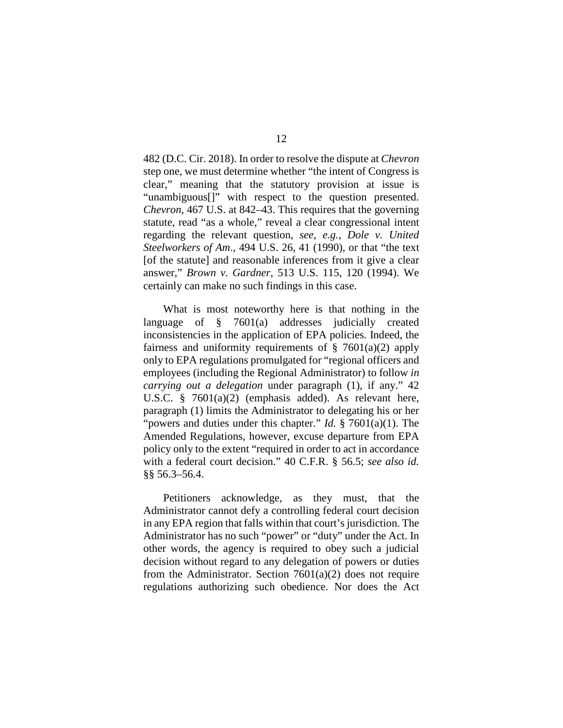482 (D.C. Cir. 2018). In order to resolve the dispute at *Chevron* step one, we must determine whether "the intent of Congress is clear," meaning that the statutory provision at issue is "unambiguous[]" with respect to the question presented. *Chevron*, 467 U.S. at 842–43. This requires that the governing statute, read "as a whole," reveal a clear congressional intent regarding the relevant question, *see, e.g.*, *Dole v. United Steelworkers of Am*., 494 U.S. 26, 41 (1990), or that "the text [of the statute] and reasonable inferences from it give a clear answer," *Brown v. Gardner*, 513 U.S. 115, 120 (1994). We certainly can make no such findings in this case.

What is most noteworthy here is that nothing in the language of § 7601(a) addresses judicially created inconsistencies in the application of EPA policies. Indeed, the fairness and uniformity requirements of § 7601(a)(2) apply only to EPA regulations promulgated for "regional officers and employees (including the Regional Administrator) to follow *in carrying out a delegation* under paragraph (1), if any." 42 U.S.C. § 7601(a)(2) (emphasis added). As relevant here, paragraph (1) limits the Administrator to delegating his or her "powers and duties under this chapter." *Id.* § 7601(a)(1). The Amended Regulations, however, excuse departure from EPA policy only to the extent "required in order to act in accordance with a federal court decision." 40 C.F.R. § 56.5; *see also id.* §§ 56.3–56.4.

Petitioners acknowledge, as they must, that the Administrator cannot defy a controlling federal court decision in any EPA region that falls within that court's jurisdiction. The Administrator has no such "power" or "duty" under the Act. In other words, the agency is required to obey such a judicial decision without regard to any delegation of powers or duties from the Administrator. Section 7601(a)(2) does not require regulations authorizing such obedience. Nor does the Act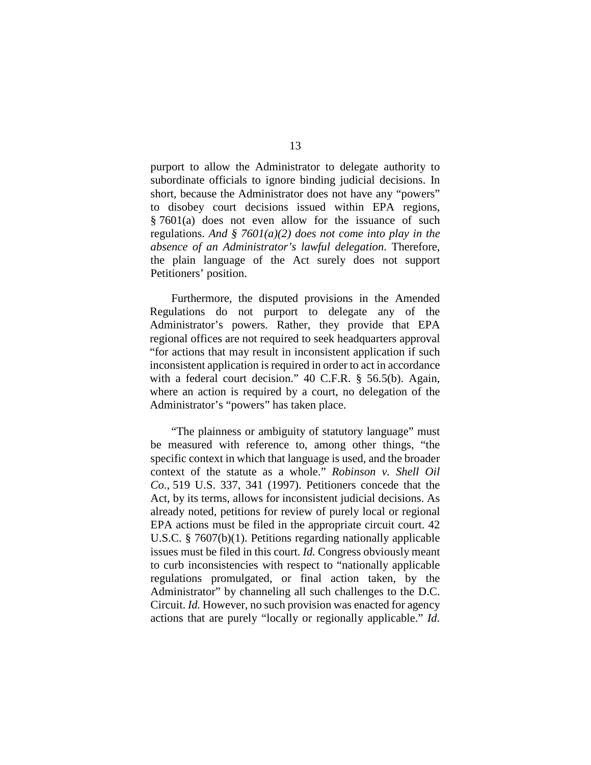purport to allow the Administrator to delegate authority to subordinate officials to ignore binding judicial decisions. In short, because the Administrator does not have any "powers" to disobey court decisions issued within EPA regions, § 7601(a) does not even allow for the issuance of such regulations. *And § 7601(a)(2) does not come into play in the absence of an Administrator's lawful delegation*. Therefore, the plain language of the Act surely does not support Petitioners' position.

Furthermore, the disputed provisions in the Amended Regulations do not purport to delegate any of the Administrator's powers. Rather, they provide that EPA regional offices are not required to seek headquarters approval "for actions that may result in inconsistent application if such inconsistent application is required in order to act in accordance with a federal court decision." 40 C.F.R. § 56.5(b). Again, where an action is required by a court, no delegation of the Administrator's "powers" has taken place.

"The plainness or ambiguity of statutory language" must be measured with reference to, among other things, "the specific context in which that language is used, and the broader context of the statute as a whole." *Robinson v. Shell Oil Co.*, 519 U.S. 337, 341 (1997). Petitioners concede that the Act, by its terms, allows for inconsistent judicial decisions. As already noted, petitions for review of purely local or regional EPA actions must be filed in the appropriate circuit court. 42 U.S.C. § 7607(b)(1). Petitions regarding nationally applicable issues must be filed in this court. *Id.* Congress obviously meant to curb inconsistencies with respect to "nationally applicable regulations promulgated, or final action taken, by the Administrator" by channeling all such challenges to the D.C. Circuit. *Id.* However, no such provision was enacted for agency actions that are purely "locally or regionally applicable." *Id.*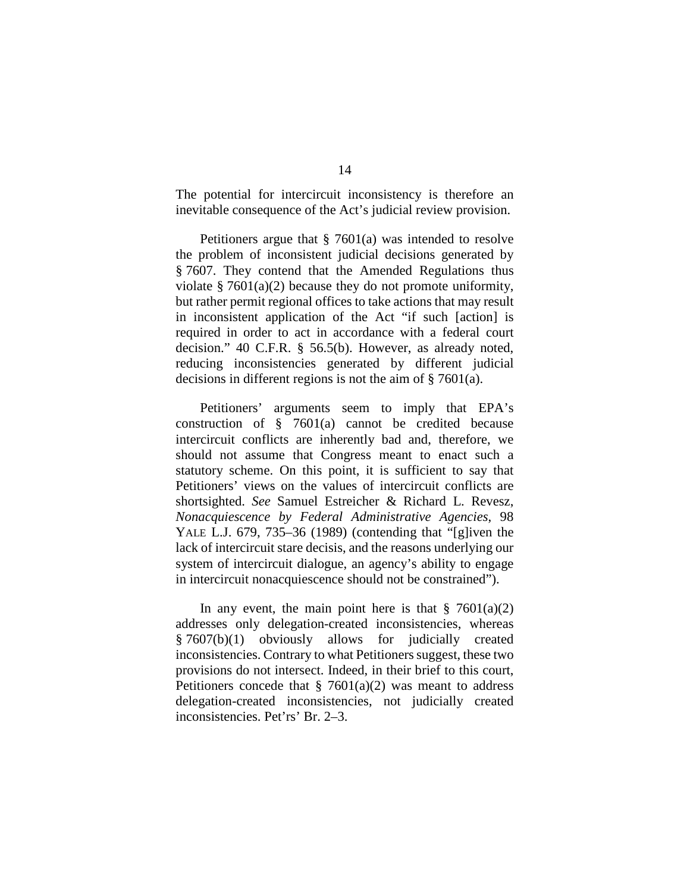The potential for intercircuit inconsistency is therefore an inevitable consequence of the Act's judicial review provision.

Petitioners argue that § 7601(a) was intended to resolve the problem of inconsistent judicial decisions generated by § 7607. They contend that the Amended Regulations thus violate § 7601(a)(2) because they do not promote uniformity, but rather permit regional offices to take actions that may result in inconsistent application of the Act "if such [action] is required in order to act in accordance with a federal court decision." 40 C.F.R. § 56.5(b). However, as already noted, reducing inconsistencies generated by different judicial decisions in different regions is not the aim of § 7601(a).

Petitioners' arguments seem to imply that EPA's construction of § 7601(a) cannot be credited because intercircuit conflicts are inherently bad and, therefore, we should not assume that Congress meant to enact such a statutory scheme. On this point, it is sufficient to say that Petitioners' views on the values of intercircuit conflicts are shortsighted. *See* Samuel Estreicher & Richard L. Revesz, *Nonacquiescence by Federal Administrative Agencies*, 98 YALE L.J. 679, 735–36 (1989) (contending that "[g]iven the lack of intercircuit stare decisis, and the reasons underlying our system of intercircuit dialogue, an agency's ability to engage in intercircuit nonacquiescence should not be constrained").

In any event, the main point here is that § 7601(a)(2) addresses only delegation-created inconsistencies, whereas § 7607(b)(1) obviously allows for judicially created inconsistencies. Contrary to what Petitioners suggest, these two provisions do not intersect. Indeed, in their brief to this court, Petitioners concede that § 7601(a)(2) was meant to address delegation-created inconsistencies, not judicially created inconsistencies. Pet'rs' Br. 2–3.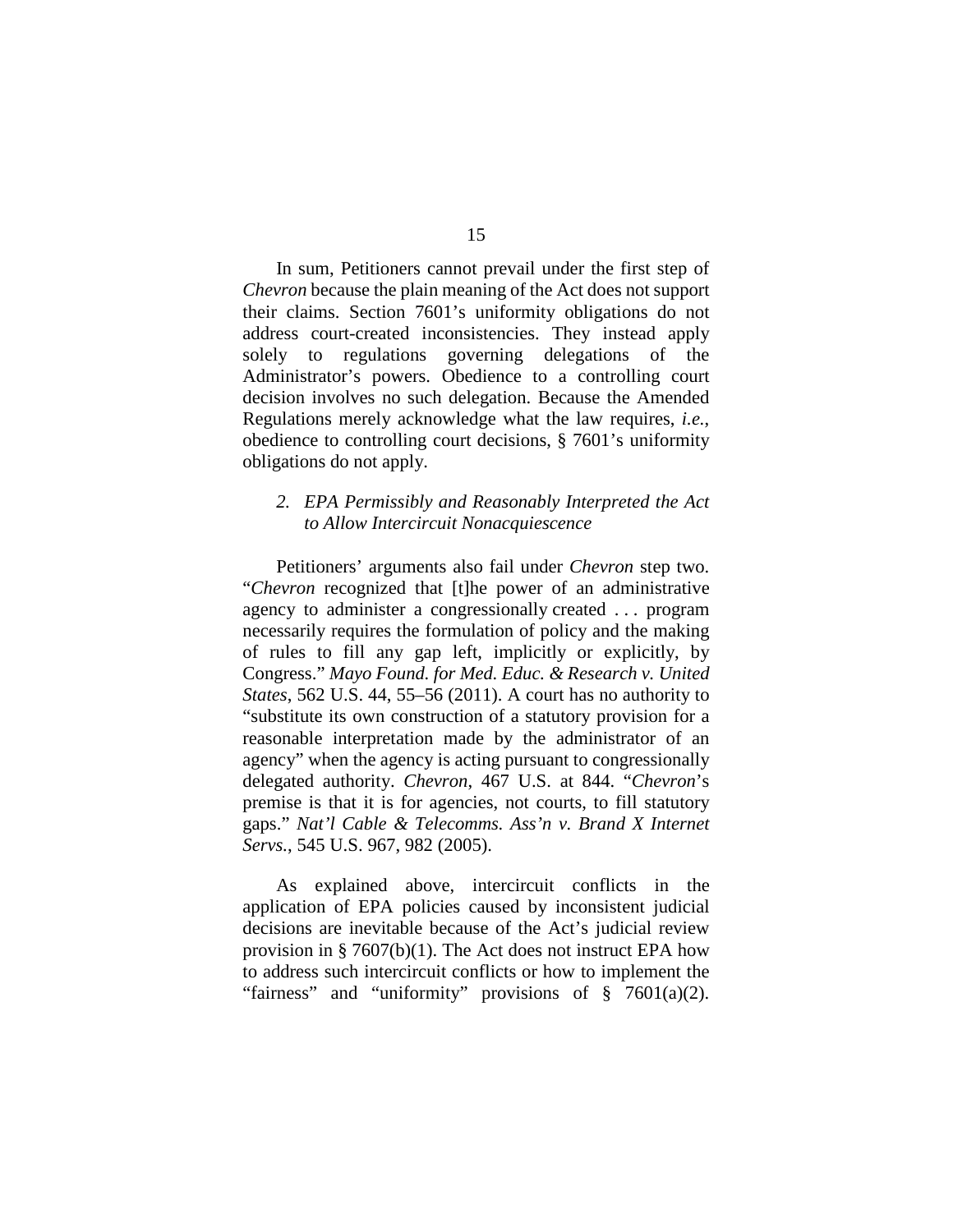In sum, Petitioners cannot prevail under the first step of *Chevron* because the plain meaning of the Act does not support their claims. Section 7601's uniformity obligations do not address court-created inconsistencies. They instead apply solely to regulations governing delegations of the Administrator's powers. Obedience to a controlling court decision involves no such delegation. Because the Amended Regulations merely acknowledge what the law requires, *i.e.*, obedience to controlling court decisions, § 7601's uniformity obligations do not apply.

*2. EPA Permissibly and Reasonably Interpreted the Act to Allow Intercircuit Nonacquiescence*

Petitioners' arguments also fail under *Chevron* step two. "*Chevron* recognized that [t]he power of an administrative agency to administer a congressionally created . . . program necessarily requires the formulation of policy and the making of rules to fill any gap left, implicitly or explicitly, by Congress." *Mayo Found. for Med. Educ. & Research v. United States*, 562 U.S. 44, 55–56 (2011). A court has no authority to "substitute its own construction of a statutory provision for a reasonable interpretation made by the administrator of an agency" when the agency is acting pursuant to congressionally delegated authority. *Chevron*, 467 U.S. at 844. "*Chevron*'s premise is that it is for agencies, not courts, to fill statutory gaps." *Nat'l Cable & Telecomms. Ass'n v. Brand X Internet Servs.*, 545 U.S. 967, 982 (2005).

As explained above, intercircuit conflicts in the application of EPA policies caused by inconsistent judicial decisions are inevitable because of the Act's judicial review provision in § 7607(b)(1). The Act does not instruct EPA how to address such intercircuit conflicts or how to implement the "fairness" and "uniformity" provisions of § 7601(a)(2).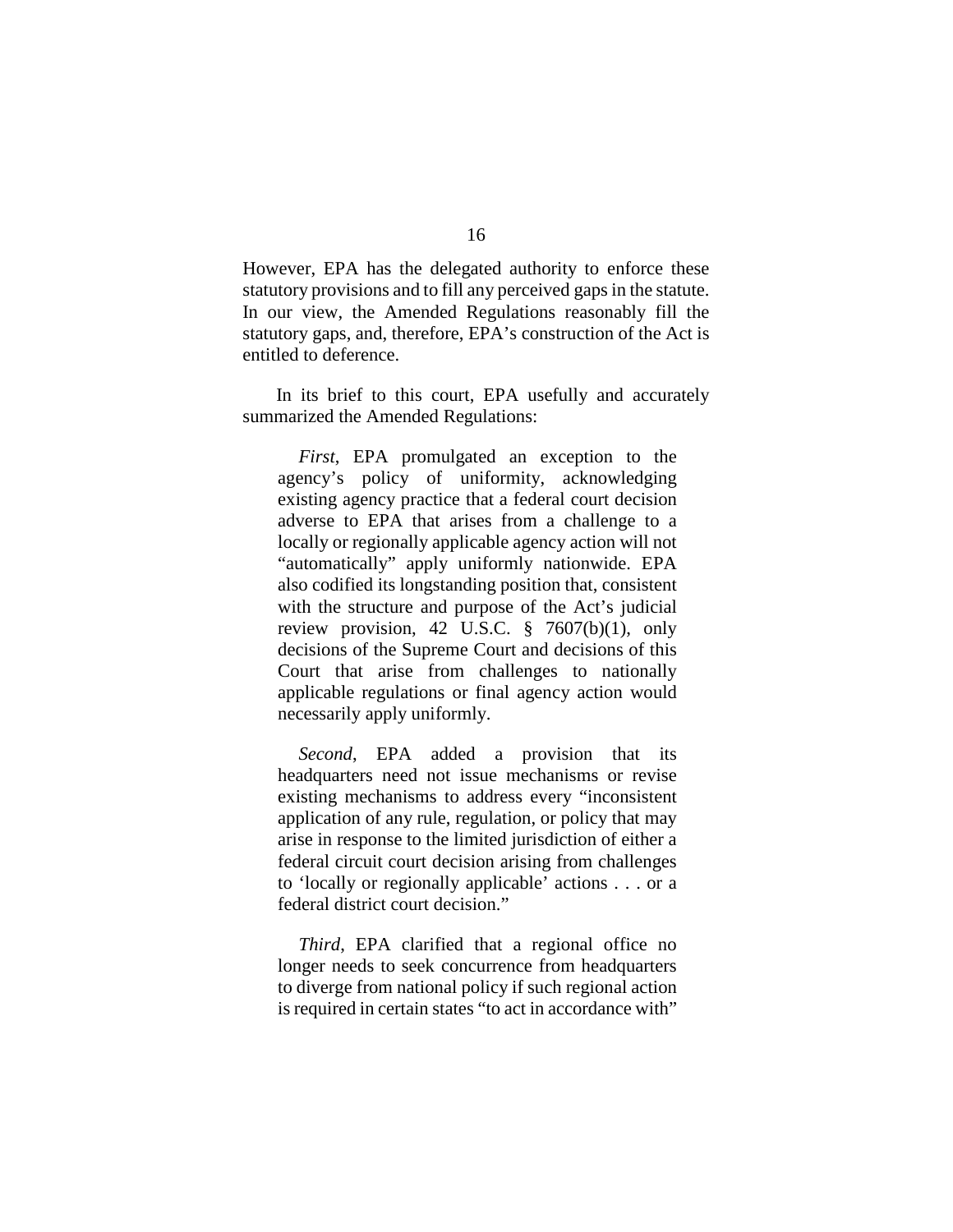However, EPA has the delegated authority to enforce these statutory provisions and to fill any perceived gaps in the statute. In our view, the Amended Regulations reasonably fill the statutory gaps, and, therefore, EPA's construction of the Act is entitled to deference.

In its brief to this court, EPA usefully and accurately summarized the Amended Regulations:

> *First*, EPA promulgated an exception to the agency's policy of uniformity, acknowledging existing agency practice that a federal court decision adverse to EPA that arises from a challenge to a locally or regionally applicable agency action will not "automatically" apply uniformly nationwide. EPA also codified its longstanding position that, consistent with the structure and purpose of the Act's judicial review provision, 42 U.S.C. § 7607(b)(1), only decisions of the Supreme Court and decisions of this Court that arise from challenges to nationally applicable regulations or final agency action would necessarily apply uniformly.
>
> *Second*, EPA added a provision that its headquarters need not issue mechanisms or revise existing mechanisms to address every "inconsistent application of any rule, regulation, or policy that may arise in response to the limited jurisdiction of either a federal circuit court decision arising from challenges to 'locally or regionally applicable' actions . . . or a federal district court decision."
>
> *Third*, EPA clarified that a regional office no longer needs to seek concurrence from headquarters to diverge from national policy if such regional action is required in certain states "to act in accordance with"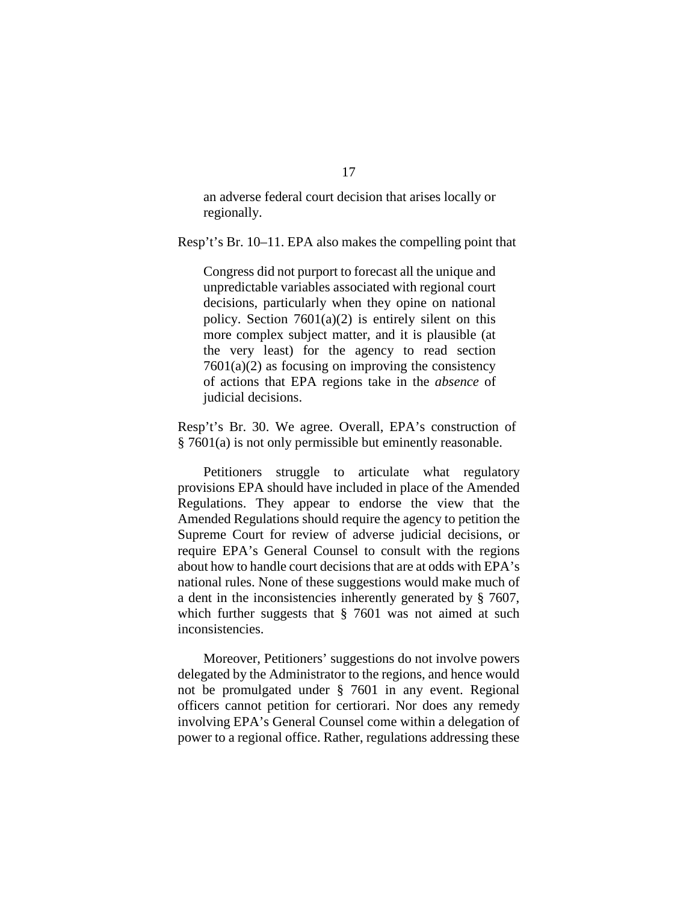> an adverse federal court decision that arises locally or regionally.

Resp't's Br. 10–11. EPA also makes the compelling point that

> Congress did not purport to forecast all the unique and unpredictable variables associated with regional court decisions, particularly when they opine on national policy. Section 7601(a)(2) is entirely silent on this more complex subject matter, and it is plausible (at the very least) for the agency to read section 7601(a)(2) as focusing on improving the consistency of actions that EPA regions take in the *absence* of judicial decisions.

Resp't's Br. 30. We agree. Overall, EPA's construction of § 7601(a) is not only permissible but eminently reasonable.

Petitioners struggle to articulate what regulatory provisions EPA should have included in place of the Amended Regulations. They appear to endorse the view that the Amended Regulations should require the agency to petition the Supreme Court for review of adverse judicial decisions, or require EPA's General Counsel to consult with the regions about how to handle court decisions that are at odds with EPA's national rules. None of these suggestions would make much of a dent in the inconsistencies inherently generated by § 7607, which further suggests that § 7601 was not aimed at such inconsistencies.

Moreover, Petitioners' suggestions do not involve powers delegated by the Administrator to the regions, and hence would not be promulgated under § 7601 in any event. Regional officers cannot petition for certiorari. Nor does any remedy involving EPA's General Counsel come within a delegation of power to a regional office. Rather, regulations addressing these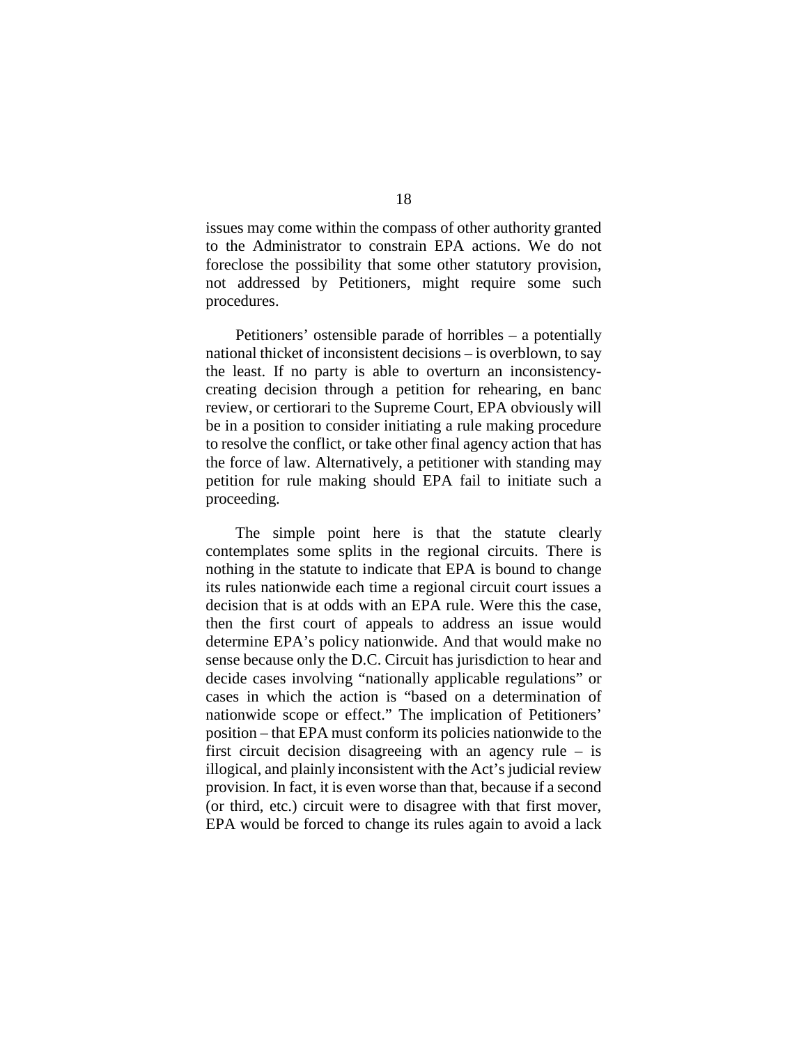issues may come within the compass of other authority granted to the Administrator to constrain EPA actions. We do not foreclose the possibility that some other statutory provision, not addressed by Petitioners, might require some such procedures.

Petitioners' ostensible parade of horribles – a potentially national thicket of inconsistent decisions – is overblown, to say the least. If no party is able to overturn an inconsistency-creating decision through a petition for rehearing, en banc review, or certiorari to the Supreme Court, EPA obviously will be in a position to consider initiating a rule making procedure to resolve the conflict, or take other final agency action that has the force of law. Alternatively, a petitioner with standing may petition for rule making should EPA fail to initiate such a proceeding.

The simple point here is that the statute clearly contemplates some splits in the regional circuits. There is nothing in the statute to indicate that EPA is bound to change its rules nationwide each time a regional circuit court issues a decision that is at odds with an EPA rule. Were this the case, then the first court of appeals to address an issue would determine EPA's policy nationwide. And that would make no sense because only the D.C. Circuit has jurisdiction to hear and decide cases involving "nationally applicable regulations" or cases in which the action is "based on a determination of nationwide scope or effect." The implication of Petitioners' position – that EPA must conform its policies nationwide to the first circuit decision disagreeing with an agency rule – is illogical, and plainly inconsistent with the Act's judicial review provision. In fact, it is even worse than that, because if a second (or third, etc.) circuit were to disagree with that first mover, EPA would be forced to change its rules again to avoid a lack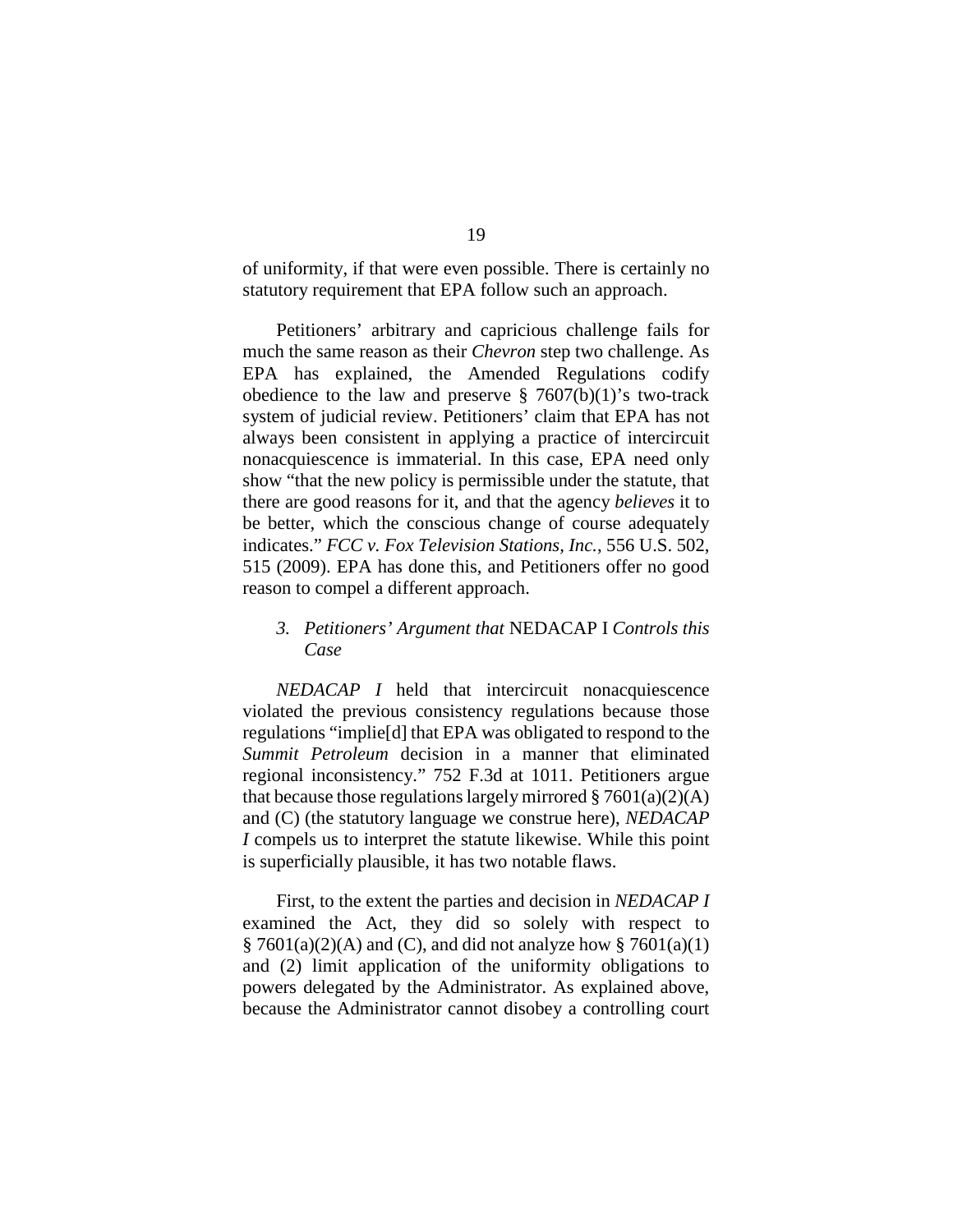of uniformity, if that were even possible. There is certainly no statutory requirement that EPA follow such an approach.

Petitioners' arbitrary and capricious challenge fails for much the same reason as their *Chevron* step two challenge. As EPA has explained, the Amended Regulations codify obedience to the law and preserve § 7607(b)(1)'s two-track system of judicial review. Petitioners' claim that EPA has not always been consistent in applying a practice of intercircuit nonacquiescence is immaterial. In this case, EPA need only show "that the new policy is permissible under the statute, that there are good reasons for it, and that the agency *believes* it to be better, which the conscious change of course adequately indicates." *FCC v. Fox Television Stations, Inc.*, 556 U.S. 502, 515 (2009). EPA has done this, and Petitioners offer no good reason to compel a different approach.

### *3. Petitioners' Argument that* NEDACAP I *Controls this Case*

*NEDACAP I* held that intercircuit nonacquiescence violated the previous consistency regulations because those regulations "implie[d] that EPA was obligated to respond to the *Summit Petroleum* decision in a manner that eliminated regional inconsistency." 752 F.3d at 1011. Petitioners argue that because those regulations largely mirrored § 7601(a)(2)(A) and (C) (the statutory language we construe here), *NEDACAP I* compels us to interpret the statute likewise. While this point is superficially plausible, it has two notable flaws.

First, to the extent the parties and decision in *NEDACAP I* examined the Act, they did so solely with respect to § 7601(a)(2)(A) and (C), and did not analyze how § 7601(a)(1) and (2) limit application of the uniformity obligations to powers delegated by the Administrator. As explained above, because the Administrator cannot disobey a controlling court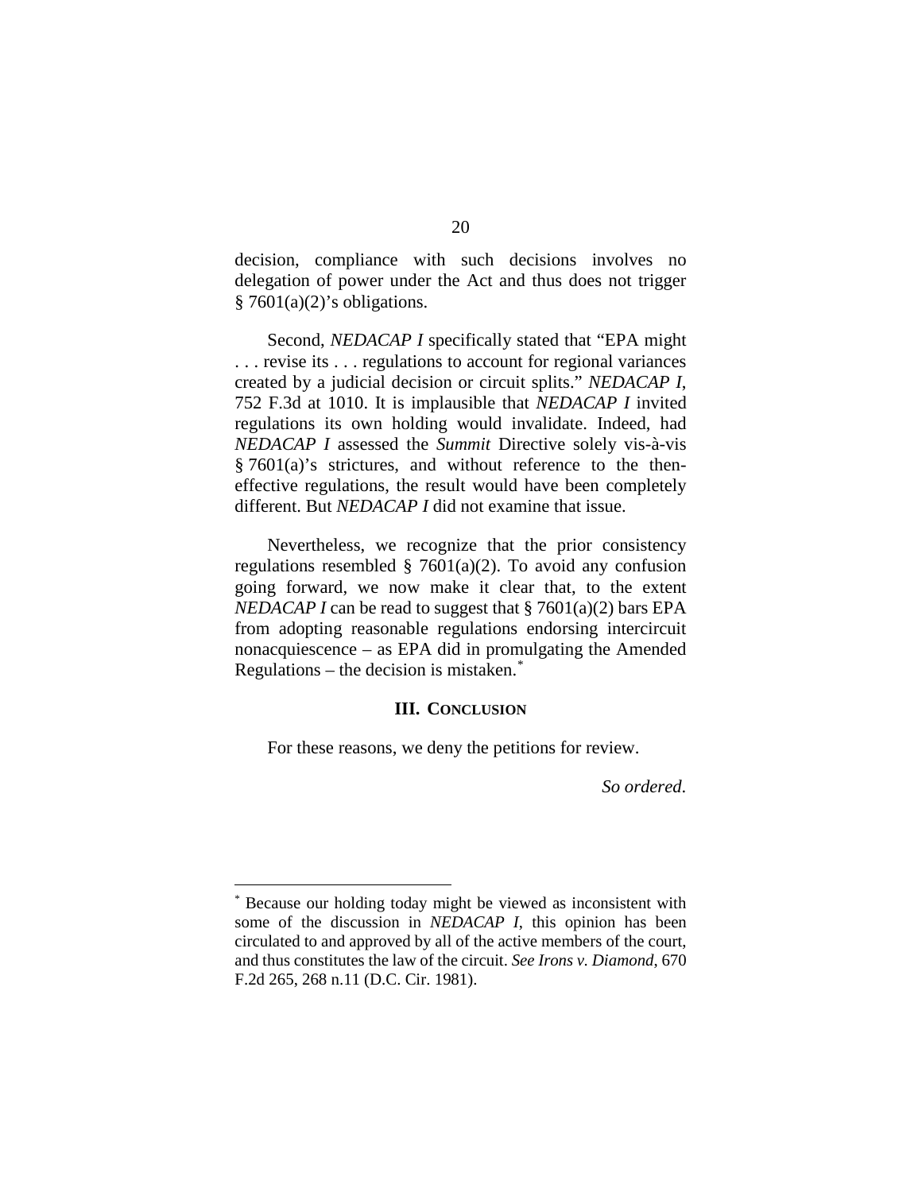decision, compliance with such decisions involves no delegation of power under the Act and thus does not trigger § 7601(a)(2)'s obligations.

Second, *NEDACAP I* specifically stated that "EPA might . . . revise its . . . regulations to account for regional variances created by a judicial decision or circuit splits." *NEDACAP I*, 752 F.3d at 1010. It is implausible that *NEDACAP I* invited regulations its own holding would invalidate. Indeed, had *NEDACAP I* assessed the *Summit* Directive solely vis-à-vis § 7601(a)'s strictures, and without reference to the then-effective regulations, the result would have been completely different. But *NEDACAP I* did not examine that issue.

Nevertheless, we recognize that the prior consistency regulations resembled § 7601(a)(2). To avoid any confusion going forward, we now make it clear that, to the extent *NEDACAP I* can be read to suggest that § 7601(a)(2) bars EPA from adopting reasonable regulations endorsing intercircuit nonacquiescence – as EPA did in promulgating the Amended Regulations – the decision is mistaken.*

### III. Conclusion

For these reasons, we deny the petitions for review.

*So ordered*.

---

\* Because our holding today might be viewed as inconsistent with some of the discussion in *NEDACAP I*, this opinion has been circulated to and approved by all of the active members of the court, and thus constitutes the law of the circuit. *See Irons v. Diamond*, 670 F.2d 265, 268 n.11 (D.C. Cir. 1981).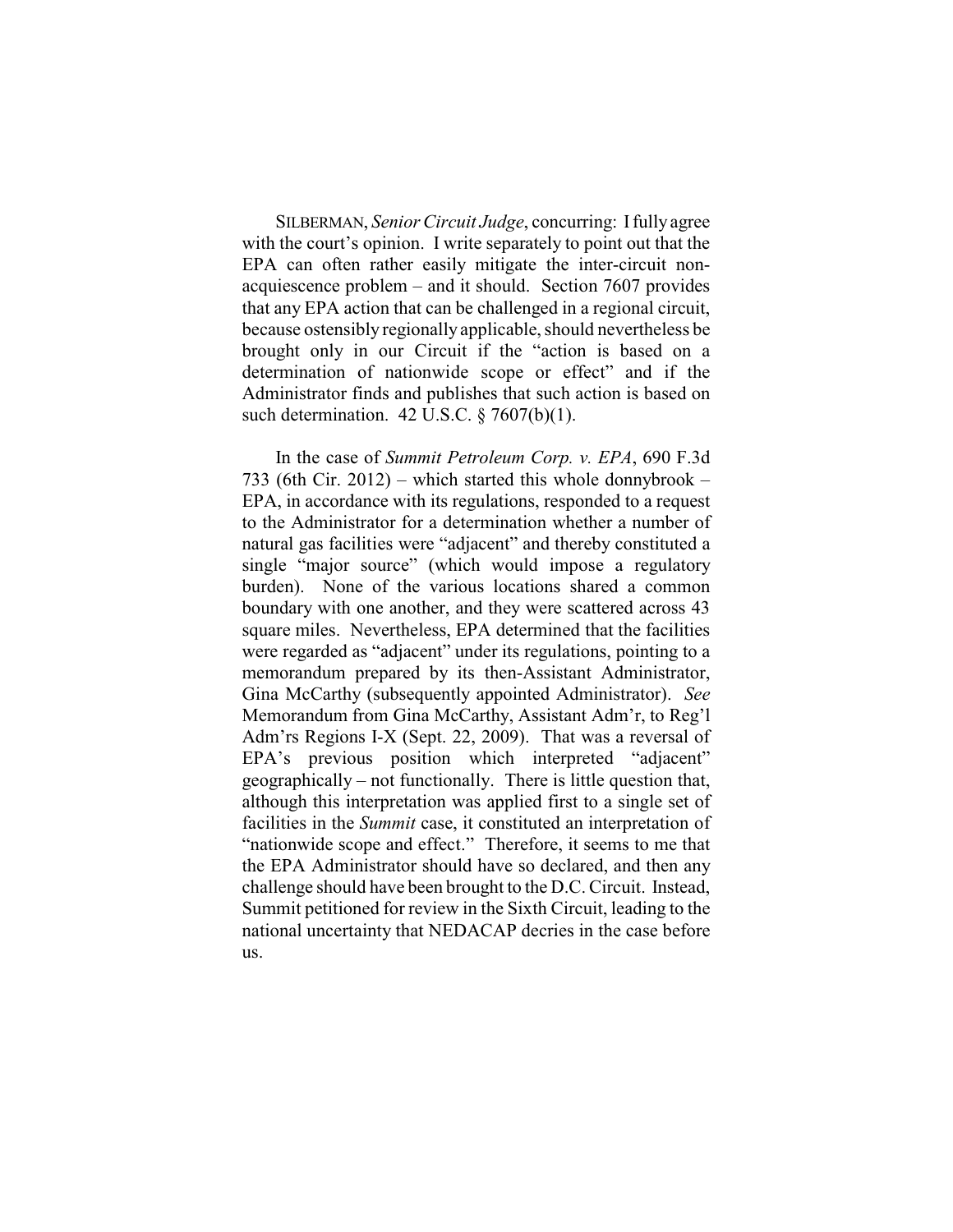SILBERMAN, *Senior Circuit Judge*, concurring: I fully agree with the court's opinion. I write separately to point out that the EPA can often rather easily mitigate the inter-circuit non-acquiescence problem – and it should. Section 7607 provides that any EPA action that can be challenged in a regional circuit, because ostensibly regionally applicable, should nevertheless be brought only in our Circuit if the "action is based on a determination of nationwide scope or effect" and if the Administrator finds and publishes that such action is based on such determination. 42 U.S.C. § 7607(b)(1).

In the case of *Summit Petroleum Corp. v. EPA*, 690 F.3d 733 (6th Cir. 2012) – which started this whole donnybrook – EPA, in accordance with its regulations, responded to a request to the Administrator for a determination whether a number of natural gas facilities were "adjacent" and thereby constituted a single "major source" (which would impose a regulatory burden). None of the various locations shared a common boundary with one another, and they were scattered across 43 square miles. Nevertheless, EPA determined that the facilities were regarded as "adjacent" under its regulations, pointing to a memorandum prepared by its then-Assistant Administrator, Gina McCarthy (subsequently appointed Administrator). *See* Memorandum from Gina McCarthy, Assistant Adm'r, to Reg'l Adm'rs Regions I-X (Sept. 22, 2009). That was a reversal of EPA's previous position which interpreted "adjacent" geographically – not functionally. There is little question that, although this interpretation was applied first to a single set of facilities in the *Summit* case, it constituted an interpretation of "nationwide scope and effect." Therefore, it seems to me that the EPA Administrator should have so declared, and then any challenge should have been brought to the D.C. Circuit. Instead, Summit petitioned for review in the Sixth Circuit, leading to the national uncertainty that NEDACAP decries in the case before us.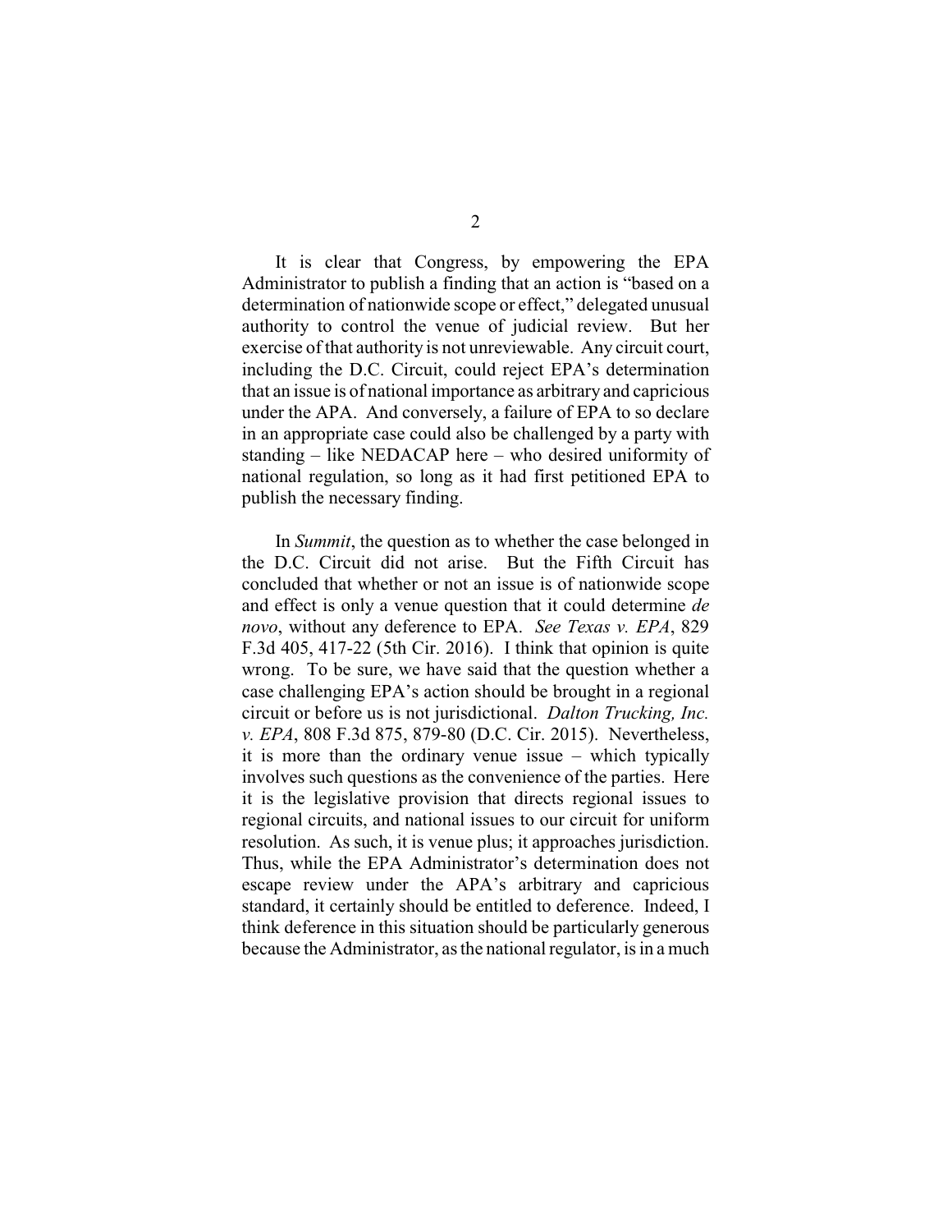It is clear that Congress, by empowering the EPA Administrator to publish a finding that an action is "based on a determination of nationwide scope or effect," delegated unusual authority to control the venue of judicial review. But her exercise of that authority is not unreviewable. Any circuit court, including the D.C. Circuit, could reject EPA's determination that an issue is of national importance as arbitrary and capricious under the APA. And conversely, a failure of EPA to so declare in an appropriate case could also be challenged by a party with standing – like NEDACAP here – who desired uniformity of national regulation, so long as it had first petitioned EPA to publish the necessary finding.

In *Summit*, the question as to whether the case belonged in the D.C. Circuit did not arise. But the Fifth Circuit has concluded that whether or not an issue is of nationwide scope and effect is only a venue question that it could determine *de novo*, without any deference to EPA. *See Texas v. EPA*, 829 F.3d 405, 417-22 (5th Cir. 2016). I think that opinion is quite wrong. To be sure, we have said that the question whether a case challenging EPA's action should be brought in a regional circuit or before us is not jurisdictional. *Dalton Trucking, Inc. v. EPA*, 808 F.3d 875, 879-80 (D.C. Cir. 2015). Nevertheless, it is more than the ordinary venue issue – which typically involves such questions as the convenience of the parties. Here it is the legislative provision that directs regional issues to regional circuits, and national issues to our circuit for uniform resolution. As such, it is venue plus; it approaches jurisdiction. Thus, while the EPA Administrator's determination does not escape review under the APA's arbitrary and capricious standard, it certainly should be entitled to deference. Indeed, I think deference in this situation should be particularly generous because the Administrator, as the national regulator, is in a much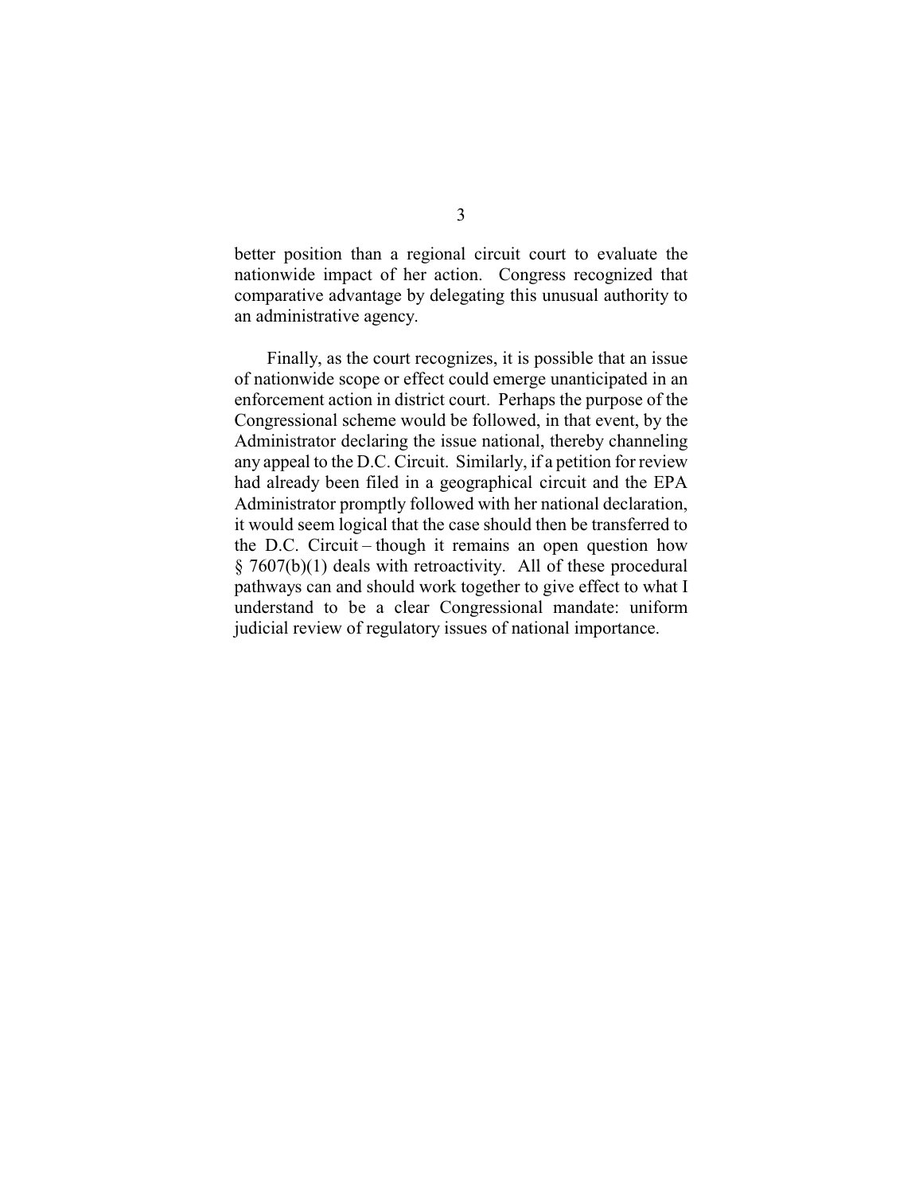better position than a regional circuit court to evaluate the nationwide impact of her action. Congress recognized that comparative advantage by delegating this unusual authority to an administrative agency.

Finally, as the court recognizes, it is possible that an issue of nationwide scope or effect could emerge unanticipated in an enforcement action in district court. Perhaps the purpose of the Congressional scheme would be followed, in that event, by the Administrator declaring the issue national, thereby channeling any appeal to the D.C. Circuit. Similarly, if a petition for review had already been filed in a geographical circuit and the EPA Administrator promptly followed with her national declaration, it would seem logical that the case should then be transferred to the D.C. Circuit – though it remains an open question how § 7607(b)(1) deals with retroactivity. All of these procedural pathways can and should work together to give effect to what I understand to be a clear Congressional mandate: uniform judicial review of regulatory issues of national importance.